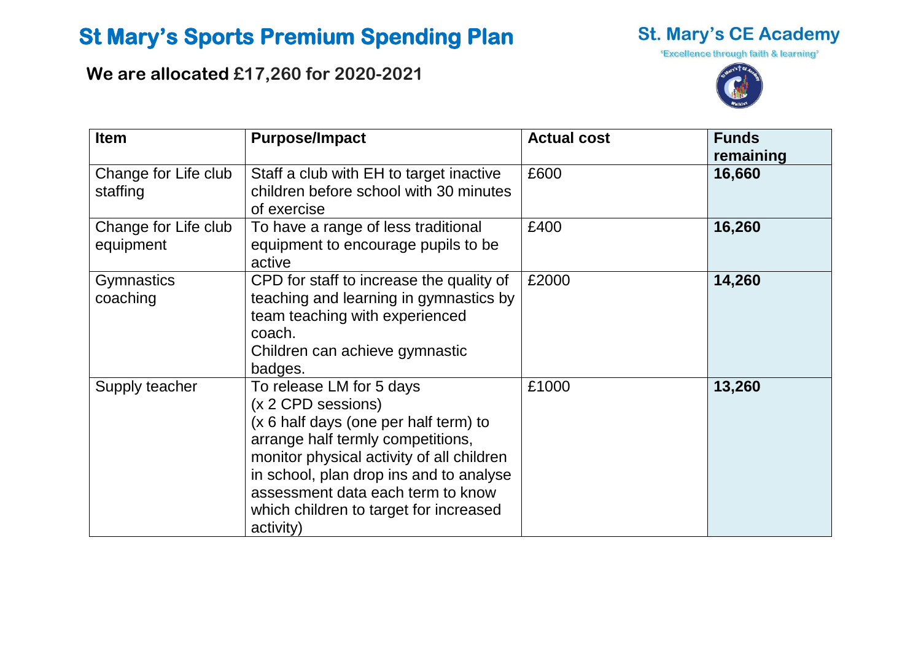# St Mary's Sports Premium Spending Plan

**St. Mary's CE Academy**

'Excellence through faith & learning'

## We are allocated £17,260 for 2020-2021

| Item | Purpose/Impact | Actual cost | Funds remaining |
|---|---|---|---|
| Change for Life club staffing | Staff a club with EH to target inactive children before school with 30 minutes of exercise | £600 | **16,660** |
| Change for Life club equipment | To have a range of less traditional equipment to encourage pupils to be active | £400 | **16,260** |
| Gymnastics coaching | CPD for staff to increase the quality of teaching and learning in gymnastics by team teaching with experienced coach.<br>Children can achieve gymnastic badges. | £2000 | **14,260** |
| Supply teacher | To release LM for 5 days<br>(x 2 CPD sessions)<br>(x 6 half days (one per half term) to arrange half termly competitions, monitor physical activity of all children in school, plan drop ins and to analyse assessment data each term to know which children to target for increased activity) | £1000 | **13,260** |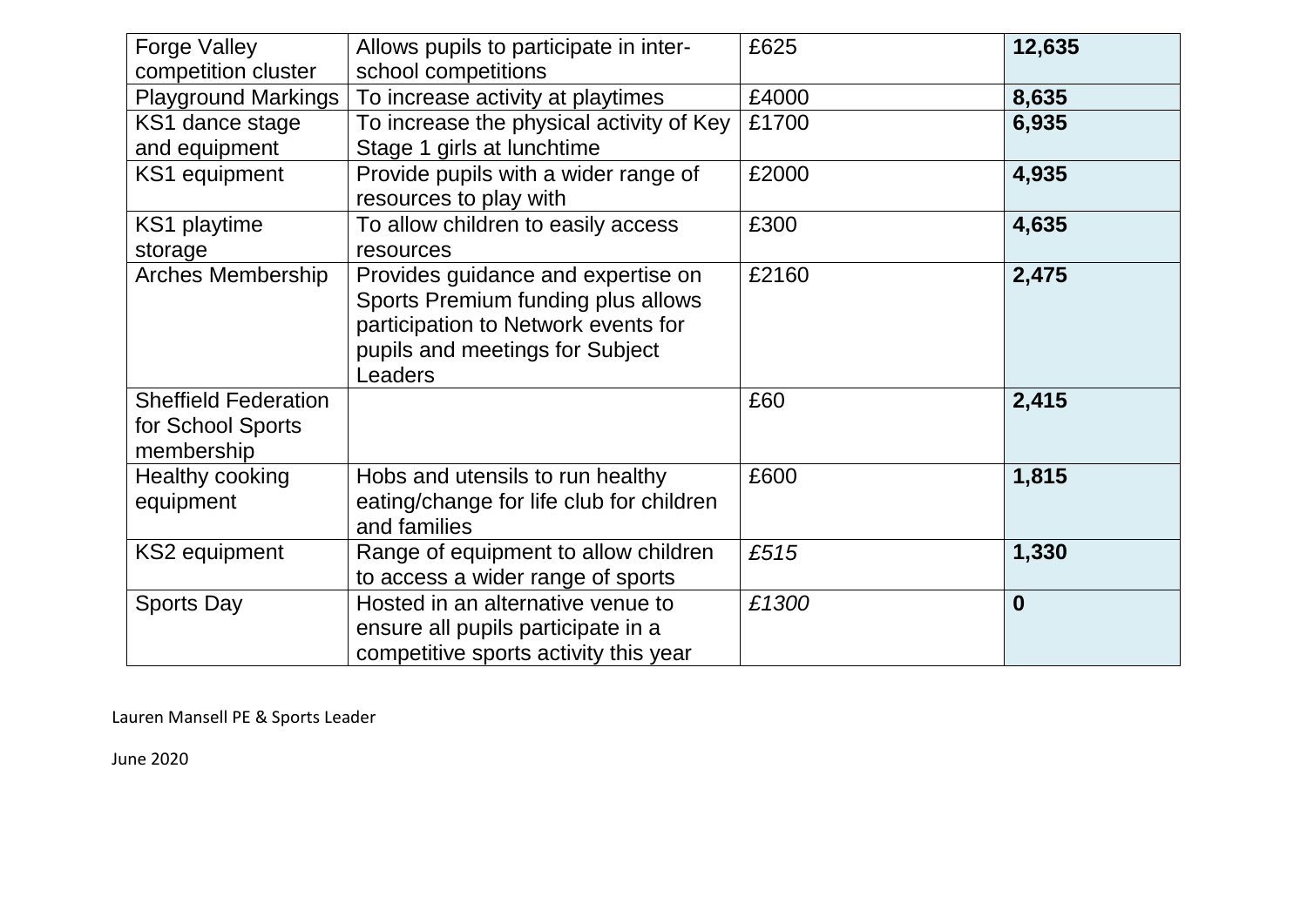| | | | |
|---|---|---|---|
| Forge Valley competition cluster | Allows pupils to participate in inter-school competitions | £625 | **12,635** |
| Playground Markings | To increase activity at playtimes | £4000 | **8,635** |
| KS1 dance stage and equipment | To increase the physical activity of Key Stage 1 girls at lunchtime | £1700 | **6,935** |
| KS1 equipment | Provide pupils with a wider range of resources to play with | £2000 | **4,935** |
| KS1 playtime storage | To allow children to easily access resources | £300 | **4,635** |
| Arches Membership | Provides guidance and expertise on Sports Premium funding plus allows participation to Network events for pupils and meetings for Subject Leaders | £2160 | **2,475** |
| Sheffield Federation for School Sports membership | | £60 | **2,415** |
| Healthy cooking equipment | Hobs and utensils to run healthy eating/change for life club for children and families | £600 | **1,815** |
| KS2 equipment | Range of equipment to allow children to access a wider range of sports | *£515* | **1,330** |
| Sports Day | Hosted in an alternative venue to ensure all pupils participate in a competitive sports activity this year | *£1300* | **0** |

Lauren Mansell PE & Sports Leader

June 2020